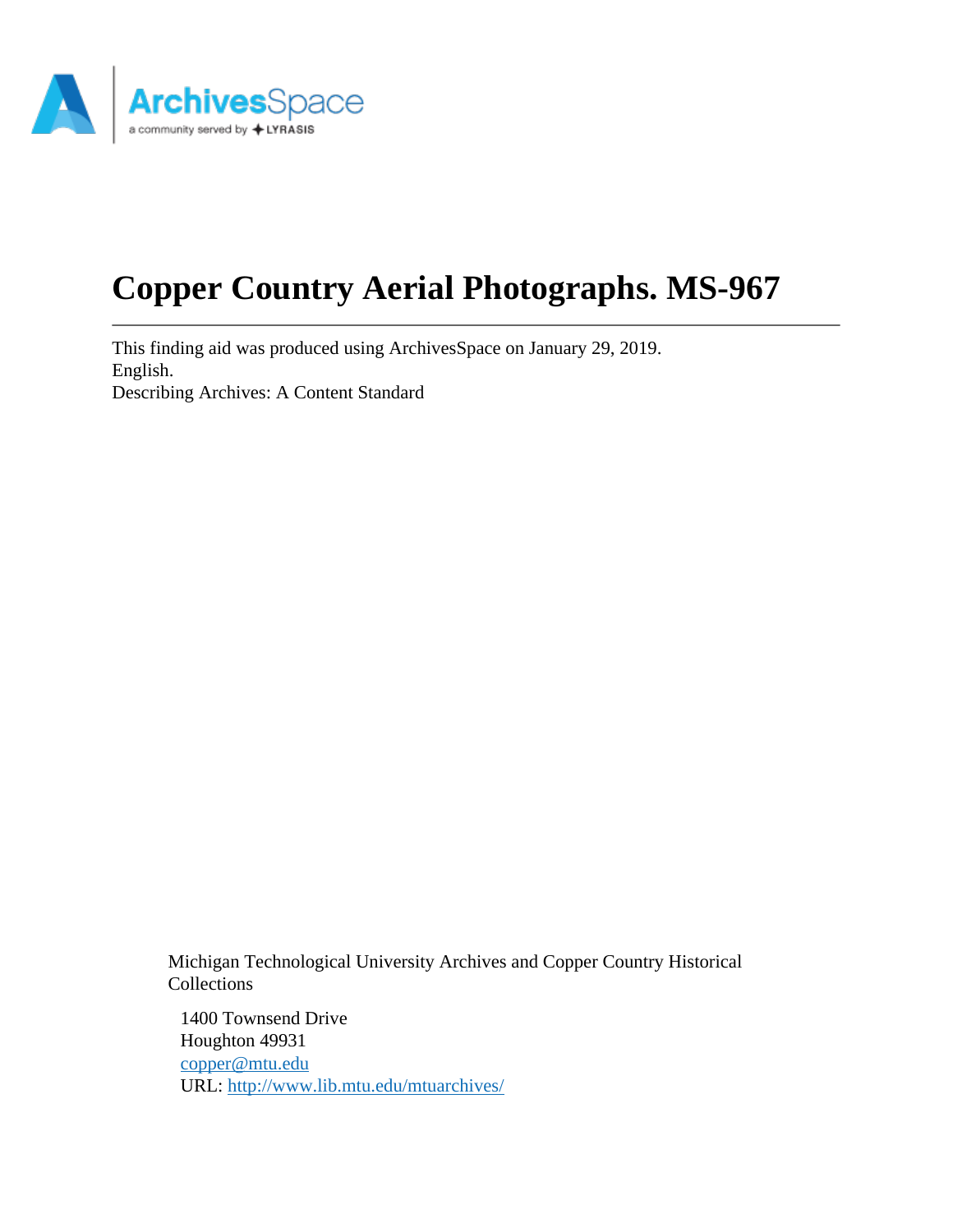# Copper Country Aerial Photographs. MS-967

This finding aid was produced using ArchivesSpace on January 29, 2019.
English.
Describing Archives: A Content Standard

Michigan Technological University Archives and Copper Country Historical Collections

1400 Townsend Drive
Houghton 49931
copper@mtu.edu
URL: http://www.lib.mtu.edu/mtuarchives/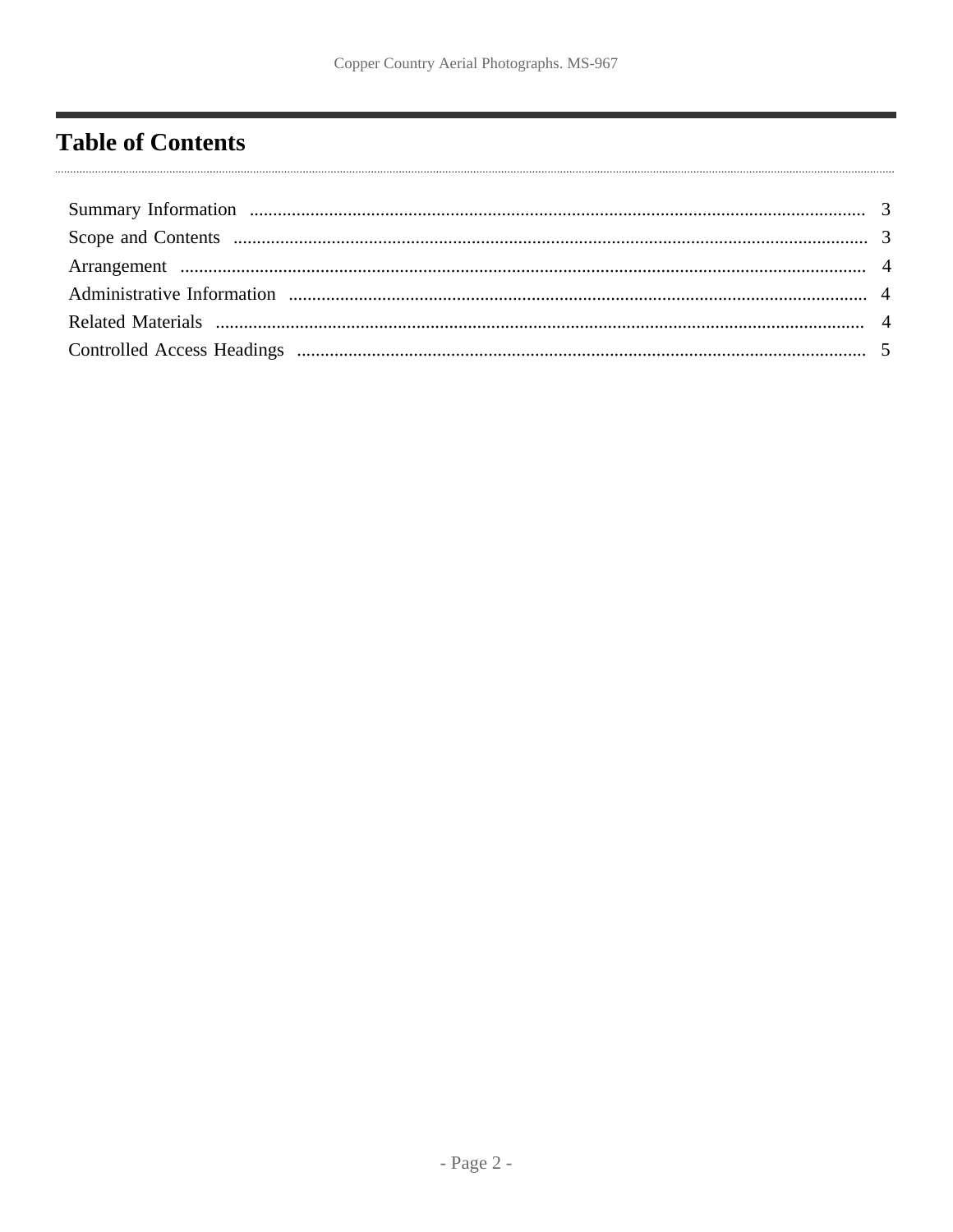# Table of Contents

- Summary Information .... 3
- Scope and Contents .... 3
- Arrangement .... 4
- Administrative Information .... 4
- Related Materials .... 4
- Controlled Access Headings .... 5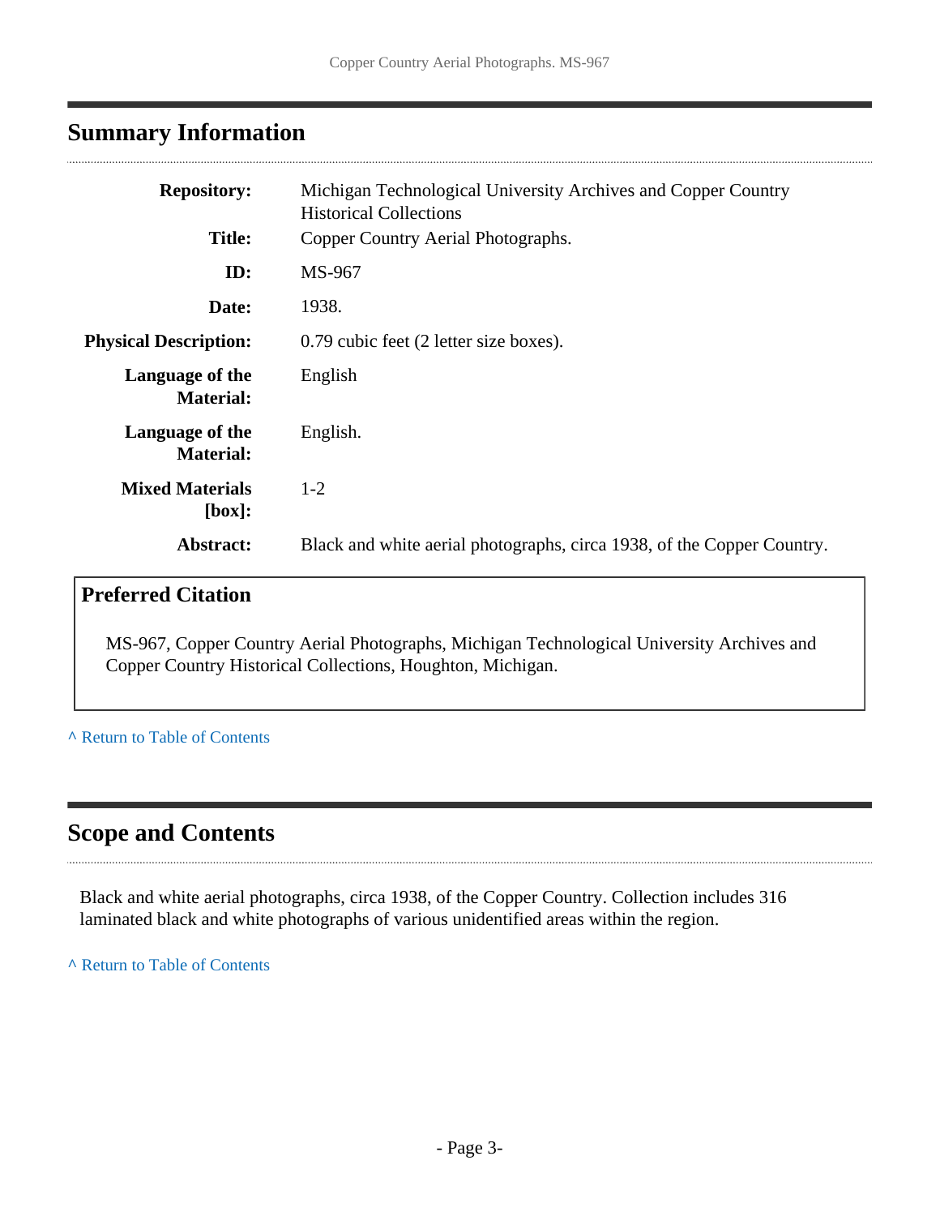## Summary Information

| | |
|---|---|
| **Repository:** | Michigan Technological University Archives and Copper Country Historical Collections |
| **Title:** | Copper Country Aerial Photographs. |
| **ID:** | MS-967 |
| **Date:** | 1938. |
| **Physical Description:** | 0.79 cubic feet (2 letter size boxes). |
| **Language of the Material:** | English |
| **Language of the Material:** | English. |
| **Mixed Materials [box]:** | 1-2 |
| **Abstract:** | Black and white aerial photographs, circa 1938, of the Copper Country. |

### Preferred Citation

MS-967, Copper Country Aerial Photographs, Michigan Technological University Archives and Copper Country Historical Collections, Houghton, Michigan.

^ Return to Table of Contents

## Scope and Contents

Black and white aerial photographs, circa 1938, of the Copper Country. Collection includes 316 laminated black and white photographs of various unidentified areas within the region.

^ Return to Table of Contents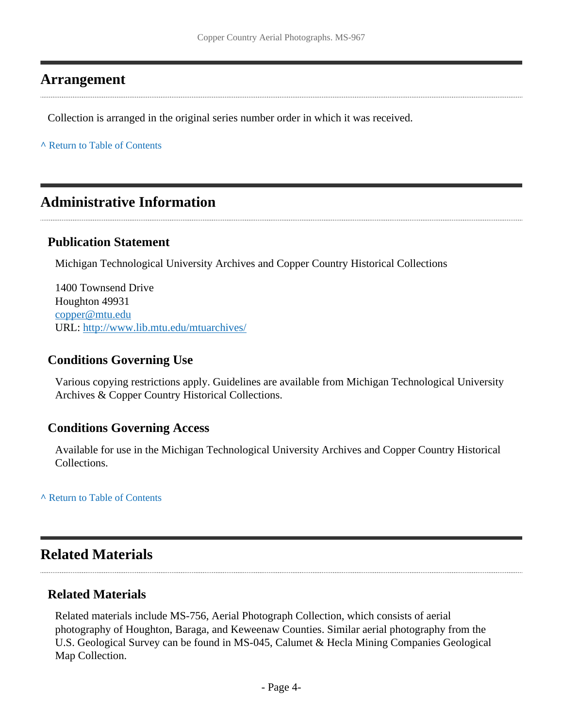## Arrangement

Collection is arranged in the original series number order in which it was received.

^ Return to Table of Contents

## Administrative Information

### Publication Statement

Michigan Technological University Archives and Copper Country Historical Collections

1400 Townsend Drive
Houghton 49931
copper@mtu.edu
URL: http://www.lib.mtu.edu/mtuarchives/

### Conditions Governing Use

Various copying restrictions apply. Guidelines are available from Michigan Technological University Archives & Copper Country Historical Collections.

### Conditions Governing Access

Available for use in the Michigan Technological University Archives and Copper Country Historical Collections.

^ Return to Table of Contents

## Related Materials

### Related Materials

Related materials include MS-756, Aerial Photograph Collection, which consists of aerial photography of Houghton, Baraga, and Keweenaw Counties. Similar aerial photography from the U.S. Geological Survey can be found in MS-045, Calumet & Hecla Mining Companies Geological Map Collection.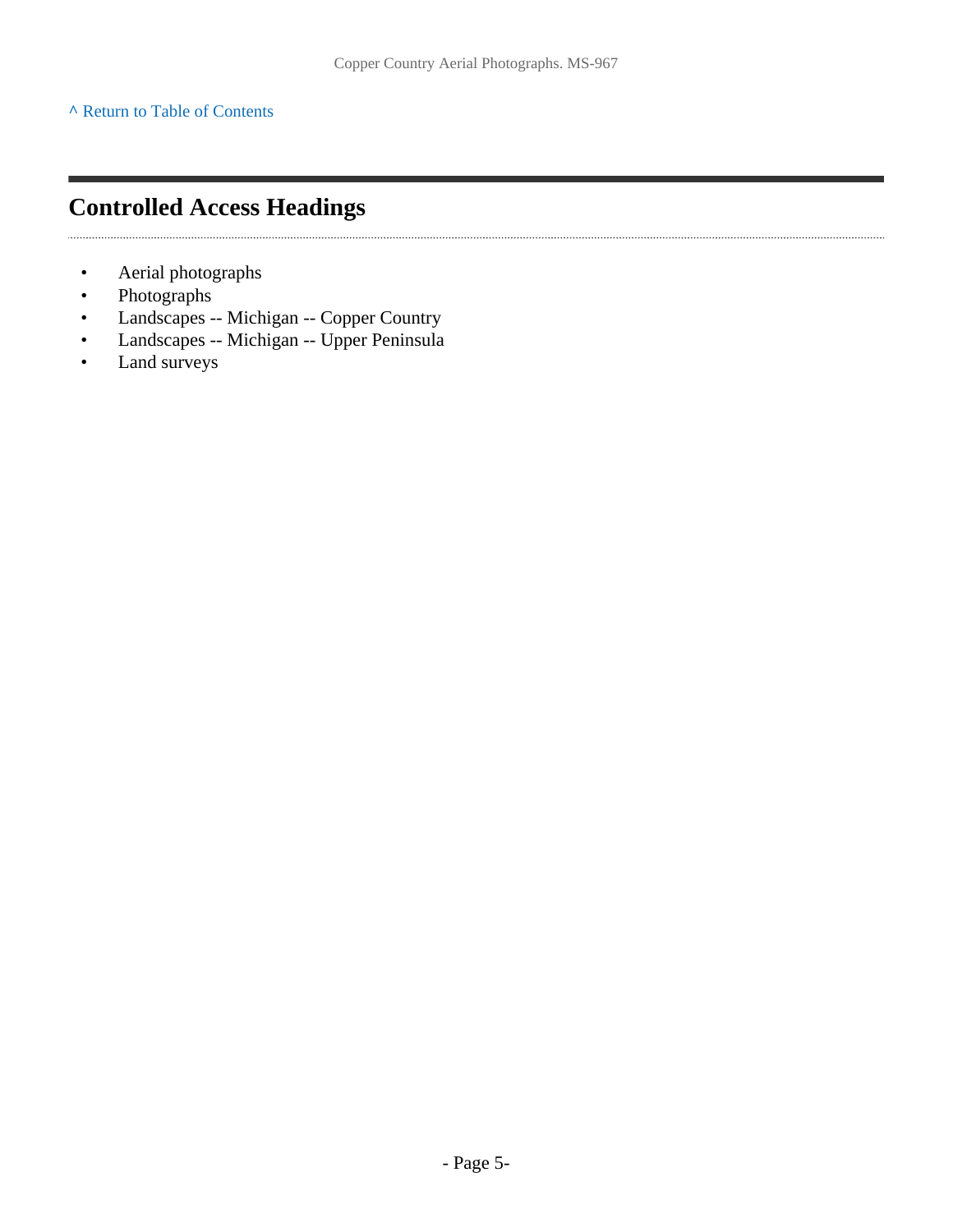^ Return to Table of Contents

## Controlled Access Headings

- Aerial photographs
- Photographs
- Landscapes -- Michigan -- Copper Country
- Landscapes -- Michigan -- Upper Peninsula
- Land surveys